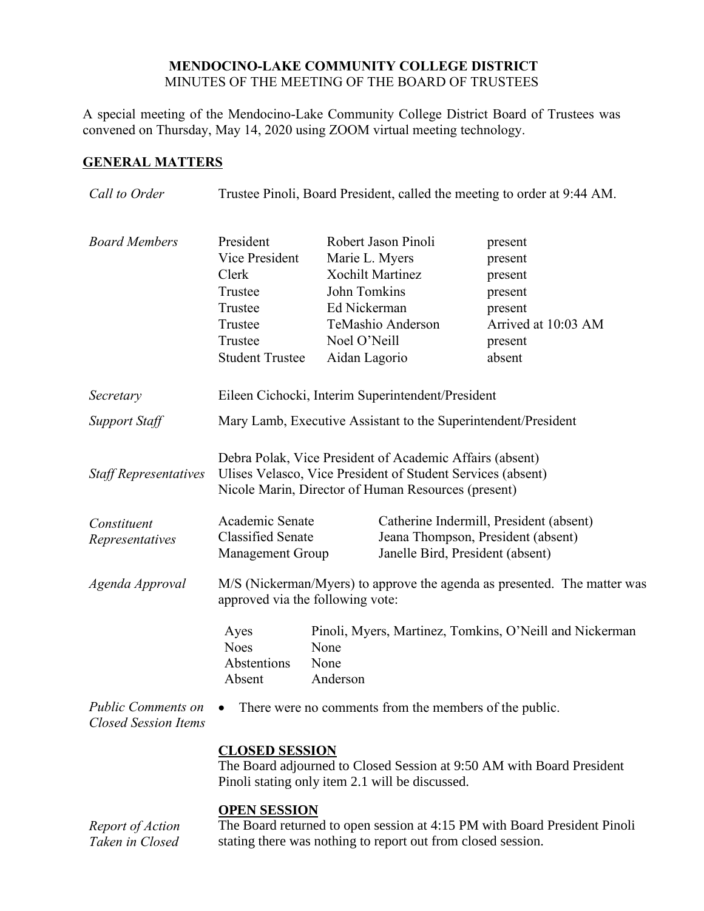**MENDOCINO-LAKE COMMUNITY COLLEGE DISTRICT**
MINUTES OF THE MEETING OF THE BOARD OF TRUSTEES

A special meeting of the Mendocino-Lake Community College District Board of Trustees was convened on Thursday, May 14, 2020 using ZOOM virtual meeting technology.

## GENERAL MATTERS

*Call to Order* — Trustee Pinoli, Board President, called the meeting to order at 9:44 AM.

*Board Members*

| | | |
|---|---|---|
| President | Robert Jason Pinoli | present |
| Vice President | Marie L. Myers | present |
| Clerk | Xochilt Martinez | present |
| Trustee | John Tomkins | present |
| Trustee | Ed Nickerman | present |
| Trustee | TeMashio Anderson | Arrived at 10:03 AM |
| Trustee | Noel O'Neill | present |
| Student Trustee | Aidan Lagorio | absent |

*Secretary* — Eileen Cichocki, Interim Superintendent/President

*Support Staff* — Mary Lamb, Executive Assistant to the Superintendent/President

*Staff Representatives*
Debra Polak, Vice President of Academic Affairs (absent)
Ulises Velasco, Vice President of Student Services (absent)
Nicole Marin, Director of Human Resources (present)

*Constituent Representatives*

| | |
|---|---|
| Academic Senate | Catherine Indermill, President (absent) |
| Classified Senate | Jeana Thompson, President (absent) |
| Management Group | Janelle Bird, President (absent) |

*Agenda Approval* — M/S (Nickerman/Myers) to approve the agenda as presented. The matter was approved via the following vote:

| | |
|---|---|
| Ayes | Pinoli, Myers, Martinez, Tomkins, O'Neill and Nickerman |
| Noes | None |
| Abstentions | None |
| Absent | Anderson |

*Public Comments on Closed Session Items*

- There were no comments from the members of the public.

**CLOSED SESSION**
The Board adjourned to Closed Session at 9:50 AM with Board President Pinoli stating only item 2.1 will be discussed.

**OPEN SESSION**

*Report of Action Taken in Closed* — The Board returned to open session at 4:15 PM with Board President Pinoli stating there was nothing to report out from closed session.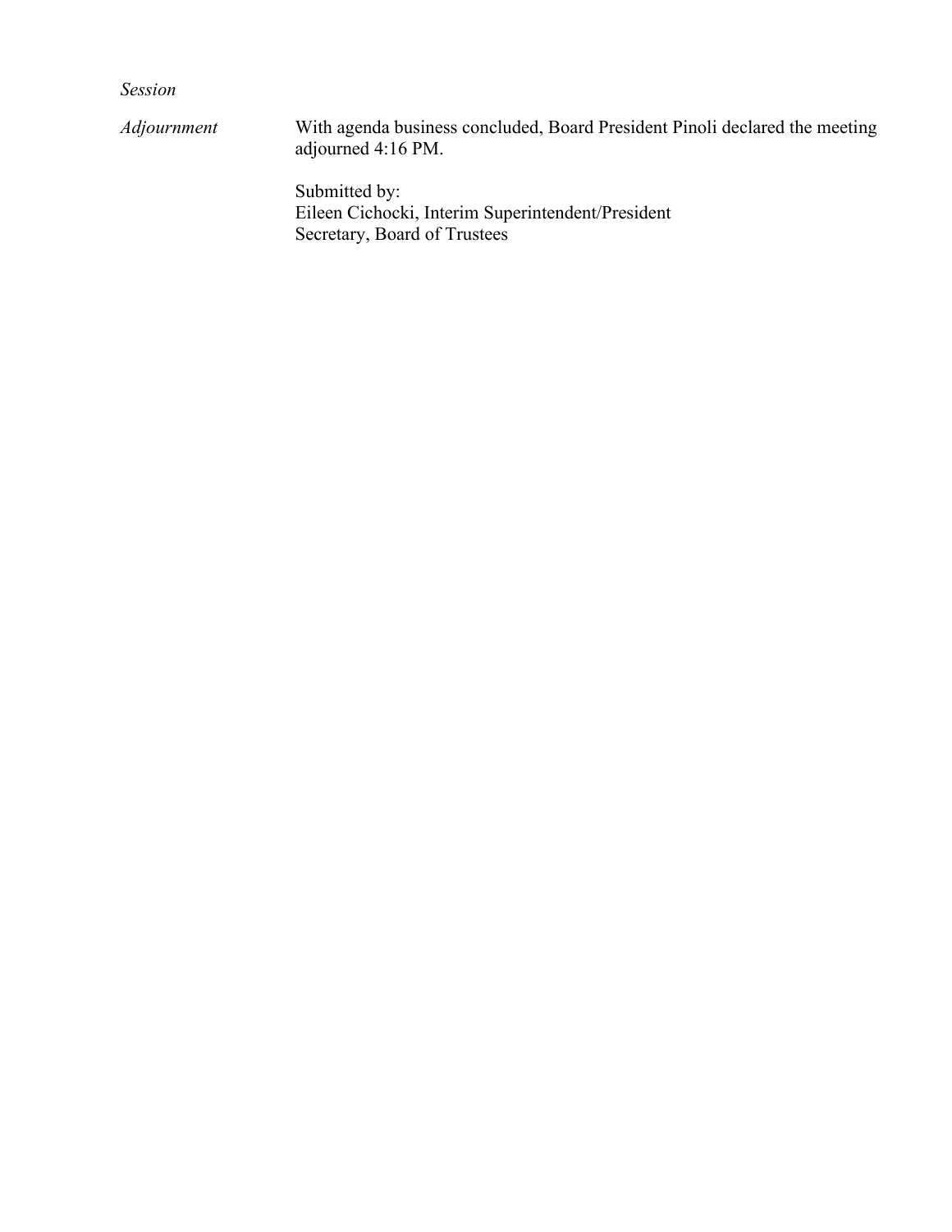*Session*

*Adjournment*

With agenda business concluded, Board President Pinoli declared the meeting adjourned 4:16 PM.

Submitted by:
Eileen Cichocki, Interim Superintendent/President
Secretary, Board of Trustees